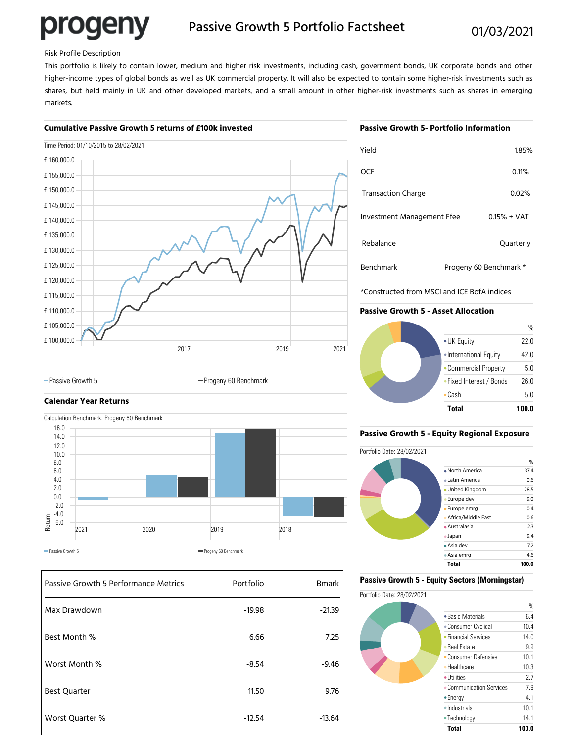# Passive Growth 5 Portfolio Factsheet

progeny

01/03/2021

Risk Profile Description

This portfolio is likely to contain lower, medium and higher risk investments, including cash, government bonds, UK corporate bonds and other higher-income types of global bonds as well as UK commercial property. It will also be expected to contain some higher-risk investments such as shares, but held mainly in UK and other developed markets, and a small amount in other higher-risk investments such as shares in emerging markets.

## Cumulative Passive Growth 5 returns of £100k invested

Time Period: 01/10/2015 to 28/02/2021

Passive Growth 5 — Progeny 60 Benchmark

## Calendar Year Returns

Calculation Benchmark: Progeny 60 Benchmark

Passive Growth 5 — Progeny 60 Benchmark

| Passive Growth 5 Performance Metrics | Portfolio | Bmark |
|---|---|---|
| Max Drawdown | -19.98 | -21.39 |
| Best Month % | 6.66 | 7.25 |
| Worst Month % | -8.54 | -9.46 |
| Best Quarter | 11.50 | 9.76 |
| Worst Quarter % | -12.54 | -13.64 |

## Passive Growth 5- Portfolio Information

| | |
|---|---|
| Yield | 1.85% |
| OCF | 0.11% |
| Transaction Charge | 0.02% |
| Investment Management Ffee | 0.15% + VAT |
| Rebalance | Quarterly |
| Benchmark | Progeny 60 Benchmark * |

*Constructed from MSCI and ICE BofA indices

## Passive Growth 5 - Asset Allocation

| | % |
|---|---|
| UK Equity | 22.0 |
| International Equity | 42.0 |
| Commercial Property | 5.0 |
| Fixed Interest / Bonds | 26.0 |
| Cash | 5.0 |
| **Total** | **100.0** |

## Passive Growth 5 - Equity Regional Exposure

Portfolio Date: 28/02/2021

| | % |
|---|---|
| North America | 37.4 |
| Latin America | 0.6 |
| United Kingdom | 28.5 |
| Europe dev | 9.0 |
| Europe emrg | 0.4 |
| Africa/Middle East | 0.6 |
| Australasia | 2.3 |
| Japan | 9.4 |
| Asia dev | 7.2 |
| Asia emrg | 4.6 |
| **Total** | **100.0** |

## Passive Growth 5 - Equity Sectors (Morningstar)

Portfolio Date: 28/02/2021

| | % |
|---|---|
| Basic Materials | 6.4 |
| Consumer Cyclical | 10.4 |
| Financial Services | 14.0 |
| Real Estate | 9.9 |
| Consumer Defensive | 10.1 |
| Healthcare | 10.3 |
| Utilities | 2.7 |
| Communication Services | 7.9 |
| Energy | 4.1 |
| Industrials | 10.1 |
| Technology | 14.1 |
| **Total** | **100.0** |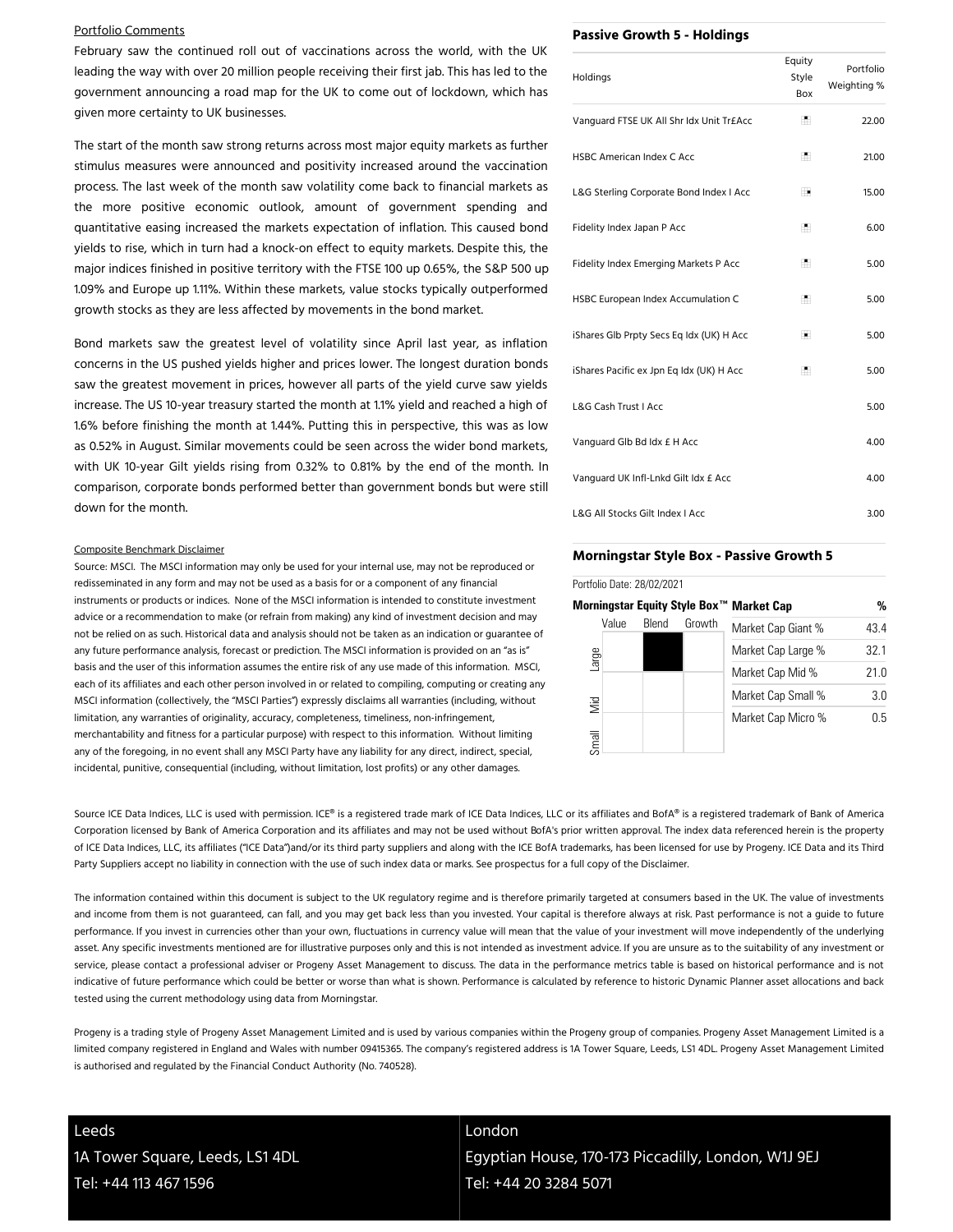Portfolio Comments

February saw the continued roll out of vaccinations across the world, with the UK leading the way with over 20 million people receiving their first jab. This has led to the government announcing a road map for the UK to come out of lockdown, which has given more certainty to UK businesses.

The start of the month saw strong returns across most major equity markets as further stimulus measures were announced and positivity increased around the vaccination process. The last week of the month saw volatility come back to financial markets as the more positive economic outlook, amount of government spending and quantitative easing increased the markets expectation of inflation. This caused bond yields to rise, which in turn had a knock-on effect to equity markets. Despite this, the major indices finished in positive territory with the FTSE 100 up 0.65%, the S&P 500 up 1.09% and Europe up 1.11%. Within these markets, value stocks typically outperformed growth stocks as they are less affected by movements in the bond market.

Bond markets saw the greatest level of volatility since April last year, as inflation concerns in the US pushed yields higher and prices lower. The longest duration bonds saw the greatest movement in prices, however all parts of the yield curve saw yields increase. The US 10-year treasury started the month at 1.1% yield and reached a high of 1.6% before finishing the month at 1.44%. Putting this in perspective, this was as low as 0.52% in August. Similar movements could be seen across the wider bond markets, with UK 10-year Gilt yields rising from 0.32% to 0.81% by the end of the month. In comparison, corporate bonds performed better than government bonds but were still down for the month.

Composite Benchmark Disclaimer

Source: MSCI. The MSCI information may only be used for your internal use, may not be reproduced or redisseminated in any form and may not be used as a basis for or a component of any financial instruments or products or indices. None of the MSCI information is intended to constitute investment advice or a recommendation to make (or refrain from making) any kind of investment decision and may not be relied on as such. Historical data and analysis should not be taken as an indication or guarantee of any future performance analysis, forecast or prediction. The MSCI information is provided on an "as is" basis and the user of this information assumes the entire risk of any use made of this information. MSCI, each of its affiliates and each other person involved in or related to compiling, computing or creating any MSCI information (collectively, the "MSCI Parties") expressly disclaims all warranties (including, without limitation, any warranties of originality, accuracy, completeness, timeliness, non-infringement, merchantability and fitness for a particular purpose) with respect to this information. Without limiting any of the foregoing, in no event shall any MSCI Party have any liability for any direct, indirect, special, incidental, punitive, consequential (including, without limitation, lost profits) or any other damages.

## Passive Growth 5 - Holdings

| Holdings | Equity Style Box | Portfolio Weighting % |
|---|---|---|
| Vanguard FTSE UK All Shr Idx Unit Tr£Acc | | 22.00 |
| HSBC American Index C Acc | | 21.00 |
| L&G Sterling Corporate Bond Index I Acc | | 15.00 |
| Fidelity Index Japan P Acc | | 6.00 |
| Fidelity Index Emerging Markets P Acc | | 5.00 |
| HSBC European Index Accumulation C | | 5.00 |
| iShares Glb Prpty Secs Eq Idx (UK) H Acc | | 5.00 |
| iShares Pacific ex Jpn Eq Idx (UK) H Acc | | 5.00 |
| L&G Cash Trust I Acc | | 5.00 |
| Vanguard Glb Bd Idx £ H Acc | | 4.00 |
| Vanguard UK Infl-Lnkd Gilt Idx £ Acc | | 4.00 |
| L&G All Stocks Gilt Index I Acc | | 3.00 |

## Morningstar Style Box - Passive Growth 5

Portfolio Date: 28/02/2021

**Morningstar Equity Style Box™**

Value Blend Growth

Large Mid Small

| Market Cap | % |
|---|---|
| Market Cap Giant % | 43.4 |
| Market Cap Large % | 32.1 |
| Market Cap Mid % | 21.0 |
| Market Cap Small % | 3.0 |
| Market Cap Micro % | 0.5 |

Source ICE Data Indices, LLC is used with permission. ICE® is a registered trade mark of ICE Data Indices, LLC or its affiliates and BofA® is a registered trademark of Bank of America Corporation licensed by Bank of America Corporation and its affiliates and may not be used without BofA's prior written approval. The index data referenced herein is the property of ICE Data Indices, LLC, its affiliates ("ICE Data")and/or its third party suppliers and along with the ICE BofA trademarks, has been licensed for use by Progeny. ICE Data and its Third Party Suppliers accept no liability in connection with the use of such index data or marks. See prospectus for a full copy of the Disclaimer.

The information contained within this document is subject to the UK regulatory regime and is therefore primarily targeted at consumers based in the UK. The value of investments and income from them is not guaranteed, can fall, and you may get back less than you invested. Your capital is therefore always at risk. Past performance is not a guide to future performance. If you invest in currencies other than your own, fluctuations in currency value will mean that the value of your investment will move independently of the underlying asset. Any specific investments mentioned are for illustrative purposes only and this is not intended as investment advice. If you are unsure as to the suitability of any investment or service, please contact a professional adviser or Progeny Asset Management to discuss. The data in the performance metrics table is based on historical performance and is not indicative of future performance which could be better or worse than what is shown. Performance is calculated by reference to historic Dynamic Planner asset allocations and back tested using the current methodology using data from Morningstar.

Progeny is a trading style of Progeny Asset Management Limited and is used by various companies within the Progeny group of companies. Progeny Asset Management Limited is a limited company registered in England and Wales with number 09415365. The company's registered address is 1A Tower Square, Leeds, LS1 4DL. Progeny Asset Management Limited is authorised and regulated by the Financial Conduct Authority (No. 740528).

| Leeds | London |
|---|---|
| 1A Tower Square, Leeds, LS1 4DL | Egyptian House, 170-173 Piccadilly, London, W1J 9EJ |
| Tel: +44 113 467 1596 | Tel: +44 20 3284 5071 |